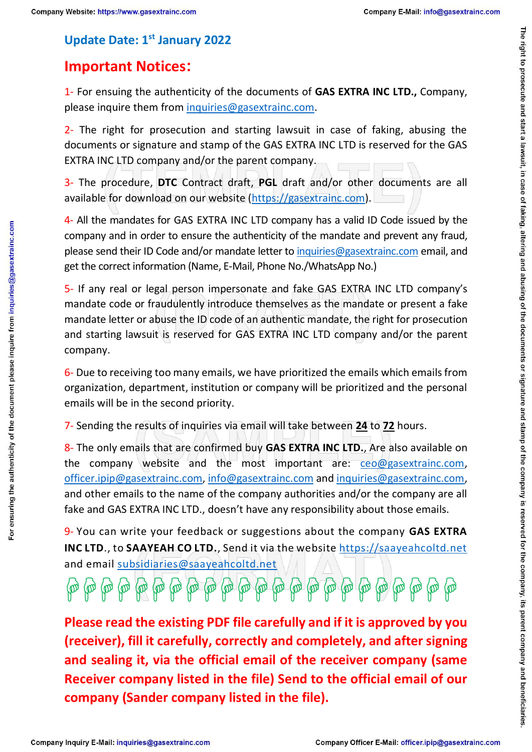## Update Date: 1st January 2022

# Important Notices:

1- For ensuring the authenticity of the documents of **GAS EXTRA INC LTD.,** Company, please inquire them from inquiries@gasextrainc.com.

2- The right for prosecution and starting lawsuit in case of faking, abusing the documents or signature and stamp of the GAS EXTRA INC LTD is reserved for the GAS EXTRA INC LTD company and/or the parent company.

3- The procedure, **DTC** Contract draft, **PGL** draft and/or other documents are all available for download on our website (https://gasextrainc.com).

4- All the mandates for GAS EXTRA INC LTD company has a valid ID Code issued by the company and in order to ensure the authenticity of the mandate and prevent any fraud, please send their ID Code and/or mandate letter to inquiries@gasextrainc.com email, and get the correct information (Name, E-Mail, Phone No./WhatsApp No.)

5- If any real or legal person impersonate and fake GAS EXTRA INC LTD company's mandate code or fraudulently introduce themselves as the mandate or present a fake mandate letter or abuse the ID code of an authentic mandate, the right for prosecution and starting lawsuit is reserved for GAS EXTRA INC LTD company and/or the parent company.

6- Due to receiving too many emails, we have prioritized the emails which emails from organization, department, institution or company will be prioritized and the personal emails will be in the second priority.

7- Sending the results of inquiries via email will take between **24** to **72** hours.

8- The only emails that are confirmed buy **GAS EXTRA INC LTD.**, Are also available on the company website and the most important are: ceo@gasextrainc.com, officer.ipip@gasextrainc.com, info@gasextrainc.com and inquiries@gasextrainc.com, and other emails to the name of the company authorities and/or the company are all fake and GAS EXTRA INC LTD., doesn't have any responsibility about those emails.

9- You can write your feedback or suggestions about the company **GAS EXTRA INC LTD**., to **SAAYEAH CO LTD.**, Send it via the website https://saayeahcoltd.net and email subsidiaries@saayeahcoltd.net

**Please read the existing PDF file carefully and if it is approved by you (receiver), fill it carefully, correctly and completely, and after signing and sealing it, via the official email of the receiver company (same Receiver company listed in the file) Send to the official email of our company (Sander company listed in the file).**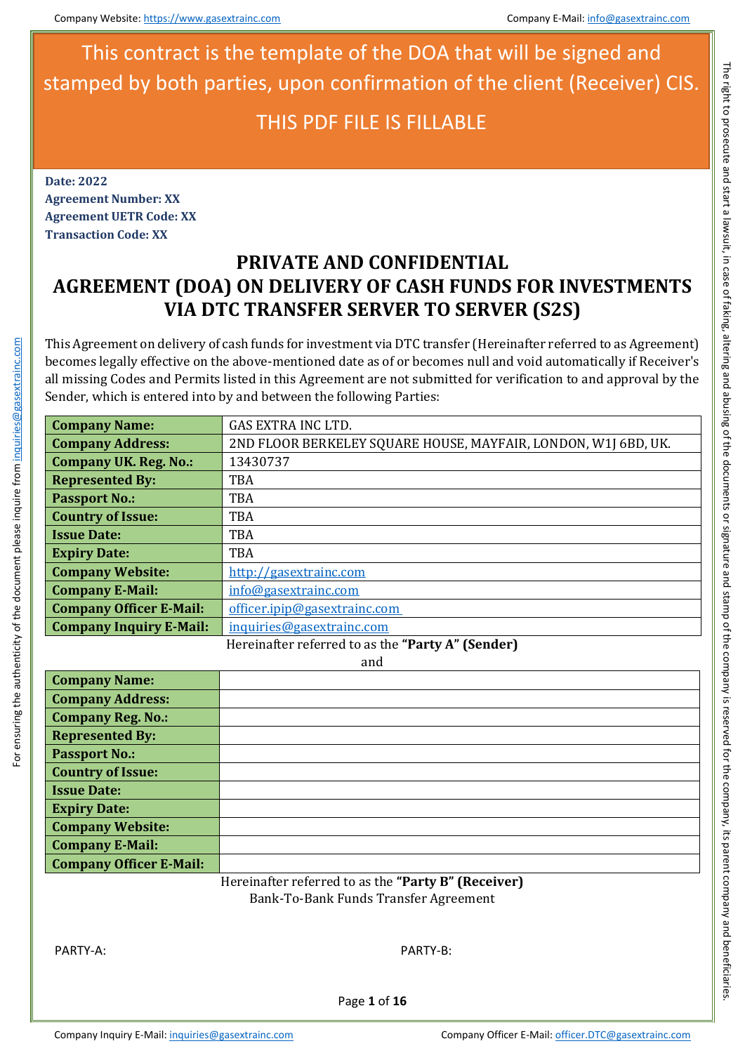This contract is the template of the DOA that will be signed and stamped by both parties, upon confirmation of the client (Receiver) CIS.

THIS PDF FILE IS FILLABLE

**Date: 2022**
**Agreement Number: XX**
**Agreement UETR Code: XX**
**Transaction Code: XX**

# PRIVATE AND CONFIDENTIAL
# AGREEMENT (DOA) ON DELIVERY OF CASH FUNDS FOR INVESTMENTS VIA DTC TRANSFER SERVER TO SERVER (S2S)

This Agreement on delivery of cash funds for investment via DTC transfer (Hereinafter referred to as Agreement) becomes legally effective on the above-mentioned date as of or becomes null and void automatically if Receiver's all missing Codes and Permits listed in this Agreement are not submitted for verification to and approval by the Sender, which is entered into by and between the following Parties:

| | |
|---|---|
| **Company Name:** | GAS EXTRA INC LTD. |
| **Company Address:** | 2ND FLOOR BERKELEY SQUARE HOUSE, MAYFAIR, LONDON, W1J 6BD, UK. |
| **Company UK. Reg. No.:** | 13430737 |
| **Represented By:** | TBA |
| **Passport No.:** | TBA |
| **Country of Issue:** | TBA |
| **Issue Date:** | TBA |
| **Expiry Date:** | TBA |
| **Company Website:** | http://gasextrainc.com |
| **Company E-Mail:** | info@gasextrainc.com |
| **Company Officer E-Mail:** | officer.ipip@gasextrainc.com |
| **Company Inquiry E-Mail:** | inquiries@gasextrainc.com |

Hereinafter referred to as the **"Party A" (Sender)**

and

| | |
|---|---|
| **Company Name:** | |
| **Company Address:** | |
| **Company Reg. No.:** | |
| **Represented By:** | |
| **Passport No.:** | |
| **Country of Issue:** | |
| **Issue Date:** | |
| **Expiry Date:** | |
| **Company Website:** | |
| **Company E-Mail:** | |
| **Company Officer E-Mail:** | |

Hereinafter referred to as the **"Party B" (Receiver)**
Bank-To-Bank Funds Transfer Agreement

PARTY-A: PARTY-B:

For ensuring the authenticity of the document please inquire from inquiries@gasextrainc.com

The right to prosecute and start a lawsuit, in case of faking, altering and abusing of the documents or signature and stamp of the company is reserved for the company, its parent company and beneficiaries.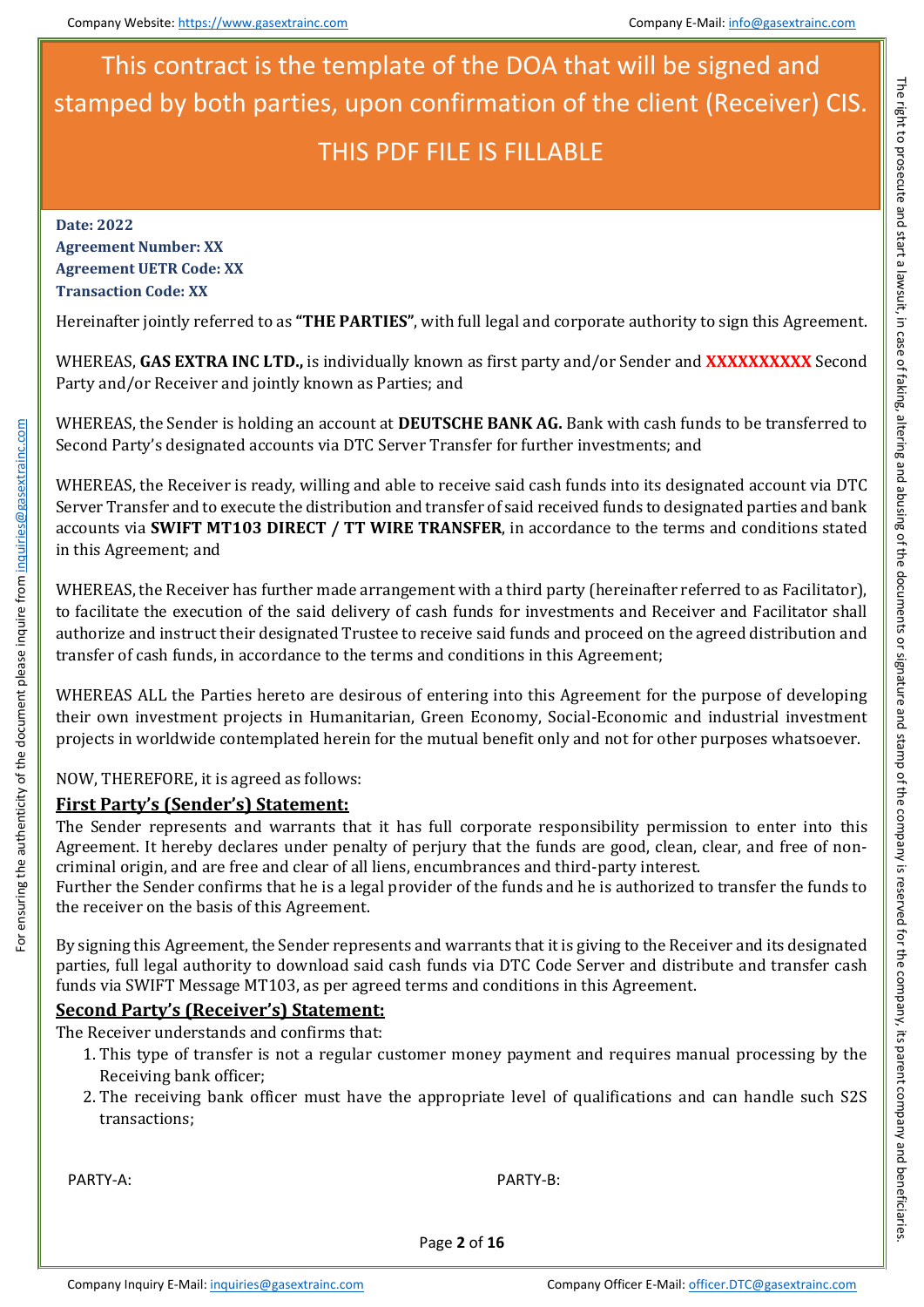This contract is the template of the DOA that will be signed and stamped by both parties, upon confirmation of the client (Receiver) CIS.

THIS PDF FILE IS FILLABLE

**Date: 2022**
**Agreement Number: XX**
**Agreement UETR Code: XX**
**Transaction Code: XX**

Hereinafter jointly referred to as **"THE PARTIES"**, with full legal and corporate authority to sign this Agreement.

WHEREAS, **GAS EXTRA INC LTD.,** is individually known as first party and/or Sender and **XXXXXXXXXX** Second Party and/or Receiver and jointly known as Parties; and

WHEREAS, the Sender is holding an account at **DEUTSCHE BANK AG.** Bank with cash funds to be transferred to Second Party's designated accounts via DTC Server Transfer for further investments; and

WHEREAS, the Receiver is ready, willing and able to receive said cash funds into its designated account via DTC Server Transfer and to execute the distribution and transfer of said received funds to designated parties and bank accounts via **SWIFT MT103 DIRECT / TT WIRE TRANSFER**, in accordance to the terms and conditions stated in this Agreement; and

WHEREAS, the Receiver has further made arrangement with a third party (hereinafter referred to as Facilitator), to facilitate the execution of the said delivery of cash funds for investments and Receiver and Facilitator shall authorize and instruct their designated Trustee to receive said funds and proceed on the agreed distribution and transfer of cash funds, in accordance to the terms and conditions in this Agreement;

WHEREAS ALL the Parties hereto are desirous of entering into this Agreement for the purpose of developing their own investment projects in Humanitarian, Green Economy, Social-Economic and industrial investment projects in worldwide contemplated herein for the mutual benefit only and not for other purposes whatsoever.

NOW, THEREFORE, it is agreed as follows:

## First Party's (Sender's) Statement:

The Sender represents and warrants that it has full corporate responsibility permission to enter into this Agreement. It hereby declares under penalty of perjury that the funds are good, clean, clear, and free of non-criminal origin, and are free and clear of all liens, encumbrances and third-party interest.
Further the Sender confirms that he is a legal provider of the funds and he is authorized to transfer the funds to the receiver on the basis of this Agreement.

By signing this Agreement, the Sender represents and warrants that it is giving to the Receiver and its designated parties, full legal authority to download said cash funds via DTC Code Server and distribute and transfer cash funds via SWIFT Message MT103, as per agreed terms and conditions in this Agreement.

## Second Party's (Receiver's) Statement:

The Receiver understands and confirms that:

1. This type of transfer is not a regular customer money payment and requires manual processing by the Receiving bank officer;
2. The receiving bank officer must have the appropriate level of qualifications and can handle such S2S transactions;

PARTY-A: PARTY-B:

For ensuring the authenticity of the document please inquire from inquiries@gasextrainc.com

The right to prosecute and start a lawsuit, in case of faking, altering and abusing of the documents or signature and stamp of the company is reserved for the company, its parent company and beneficiaries.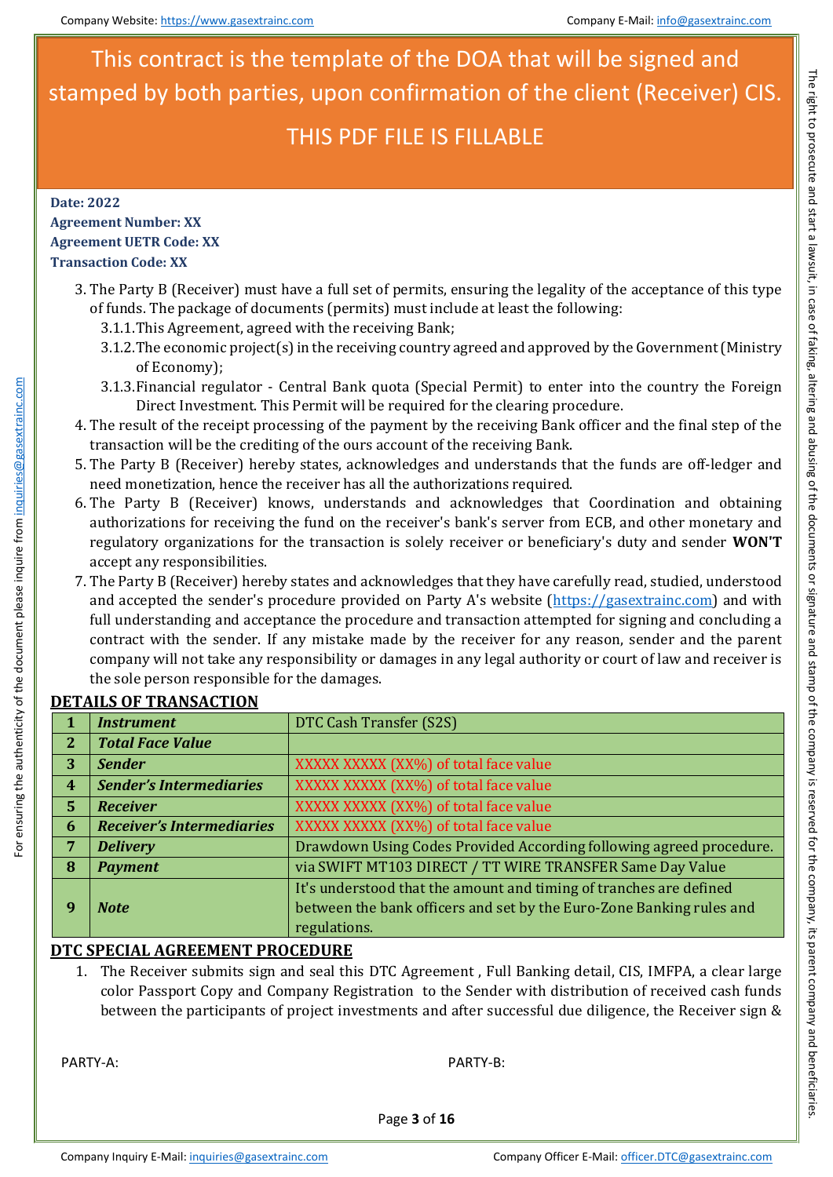This contract is the template of the DOA that will be signed and stamped by both parties, upon confirmation of the client (Receiver) CIS.

THIS PDF FILE IS FILLABLE

**Date: 2022**
**Agreement Number: XX**
**Agreement UETR Code: XX**
**Transaction Code: XX**

3. The Party B (Receiver) must have a full set of permits, ensuring the legality of the acceptance of this type of funds. The package of documents (permits) must include at least the following:
   - 3.1.1. This Agreement, agreed with the receiving Bank;
   - 3.1.2. The economic project(s) in the receiving country agreed and approved by the Government (Ministry of Economy);
   - 3.1.3. Financial regulator - Central Bank quota (Special Permit) to enter into the country the Foreign Direct Investment. This Permit will be required for the clearing procedure.
4. The result of the receipt processing of the payment by the receiving Bank officer and the final step of the transaction will be the crediting of the ours account of the receiving Bank.
5. The Party B (Receiver) hereby states, acknowledges and understands that the funds are off-ledger and need monetization, hence the receiver has all the authorizations required.
6. The Party B (Receiver) knows, understands and acknowledges that Coordination and obtaining authorizations for receiving the fund on the receiver's bank's server from ECB, and other monetary and regulatory organizations for the transaction is solely receiver or beneficiary's duty and sender **WON'T** accept any responsibilities.
7. The Party B (Receiver) hereby states and acknowledges that they have carefully read, studied, understood and accepted the sender's procedure provided on Party A's website (https://gasextrainc.com) and with full understanding and acceptance the procedure and transaction attempted for signing and concluding a contract with the sender. If any mistake made by the receiver for any reason, sender and the parent company will not take any responsibility or damages in any legal authority or court of law and receiver is the sole person responsible for the damages.

## DETAILS OF TRANSACTION

| | | |
|---|---|---|
| **1** | ***Instrument*** | DTC Cash Transfer (S2S) |
| **2** | ***Total Face Value*** | |
| **3** | ***Sender*** | XXXXX XXXXX (XX%) of total face value |
| **4** | ***Sender's Intermediaries*** | XXXXX XXXXX (XX%) of total face value |
| **5** | ***Receiver*** | XXXXX XXXXX (XX%) of total face value |
| **6** | ***Receiver's Intermediaries*** | XXXXX XXXXX (XX%) of total face value |
| **7** | ***Delivery*** | Drawdown Using Codes Provided According following agreed procedure. |
| **8** | ***Payment*** | via SWIFT MT103 DIRECT / TT WIRE TRANSFER Same Day Value |
| **9** | ***Note*** | It's understood that the amount and timing of tranches are defined between the bank officers and set by the Euro-Zone Banking rules and regulations. |

## DTC SPECIAL AGREEMENT PROCEDURE

1. The Receiver submits sign and seal this DTC Agreement , Full Banking detail, CIS, IMFPA, a clear large color Passport Copy and Company Registration to the Sender with distribution of received cash funds between the participants of project investments and after successful due diligence, the Receiver sign &

PARTY-A: PARTY-B:

For ensuring the authenticity of the document please inquire from inquiries@gasextrainc.com

The right to prosecute and start a lawsuit, in case of faking, altering and abusing of the documents or signature and stamp of the company is reserved for the company, its parent company and beneficiaries.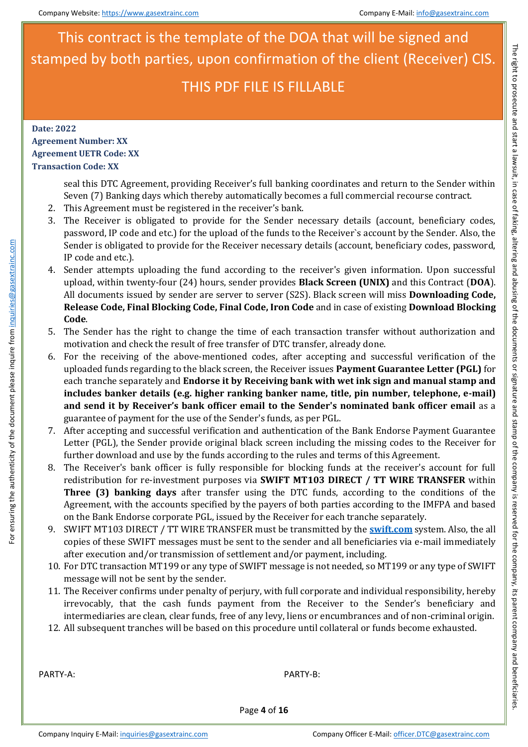This contract is the template of the DOA that will be signed and stamped by both parties, upon confirmation of the client (Receiver) CIS.

THIS PDF FILE IS FILLABLE

**Date: 2022**
**Agreement Number: XX**
**Agreement UETR Code: XX**
**Transaction Code: XX**

seal this DTC Agreement, providing Receiver's full banking coordinates and return to the Sender within Seven (7) Banking days which thereby automatically becomes a full commercial recourse contract.

2. This Agreement must be registered in the receiver's bank.
3. The Receiver is obligated to provide for the Sender necessary details (account, beneficiary codes, password, IP code and etc.) for the upload of the funds to the Receiver`s account by the Sender. Also, the Sender is obligated to provide for the Receiver necessary details (account, beneficiary codes, password, IP code and etc.).
4. Sender attempts uploading the fund according to the receiver's given information. Upon successful upload, within twenty-four (24) hours, sender provides **Black Screen (UNIX)** and this Contract (**DOA**). All documents issued by sender are server to server (S2S). Black screen will miss **Downloading Code, Release Code, Final Blocking Code, Final Code, Iron Code** and in case of existing **Download Blocking Code**.
5. The Sender has the right to change the time of each transaction transfer without authorization and motivation and check the result of free transfer of DTC transfer, already done.
6. For the receiving of the above-mentioned codes, after accepting and successful verification of the uploaded funds regarding to the black screen, the Receiver issues **Payment Guarantee Letter (PGL)** for each tranche separately and **Endorse it by Receiving bank with wet ink sign and manual stamp and includes banker details (e.g. higher ranking banker name, title, pin number, telephone, e-mail) and send it by Receiver's bank officer email to the Sender's nominated bank officer email** as a guarantee of payment for the use of the Sender's funds, as per PGL.
7. After accepting and successful verification and authentication of the Bank Endorse Payment Guarantee Letter (PGL), the Sender provide original black screen including the missing codes to the Receiver for further download and use by the funds according to the rules and terms of this Agreement.
8. The Receiver's bank officer is fully responsible for blocking funds at the receiver's account for full redistribution for re-investment purposes via **SWIFT MT103 DIRECT / TT WIRE TRANSFER** within **Three (3) banking days** after transfer using the DTC funds, according to the conditions of the Agreement, with the accounts specified by the payers of both parties according to the IMFPA and based on the Bank Endorse corporate PGL, issued by the Receiver for each tranche separately.
9. SWIFT MT103 DIRECT / TT WIRE TRANSFER must be transmitted by the **swift.com** system. Also, the all copies of these SWIFT messages must be sent to the sender and all beneficiaries via e-mail immediately after execution and/or transmission of settlement and/or payment, including.
10. For DTC transaction MT199 or any type of SWIFT message is not needed, so MT199 or any type of SWIFT message will not be sent by the sender.
11. The Receiver confirms under penalty of perjury, with full corporate and individual responsibility, hereby irrevocably, that the cash funds payment from the Receiver to the Sender's beneficiary and intermediaries are clean, clear funds, free of any levy, liens or encumbrances and of non-criminal origin.
12. All subsequent tranches will be based on this procedure until collateral or funds become exhausted.

PARTY-A: PARTY-B: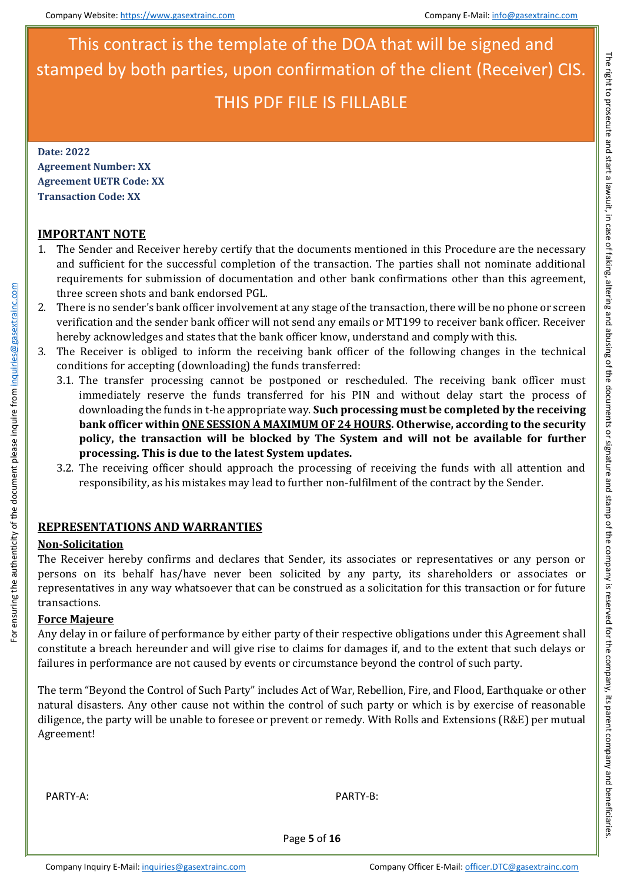This contract is the template of the DOA that will be signed and stamped by both parties, upon confirmation of the client (Receiver) CIS.

THIS PDF FILE IS FILLABLE

**Date: 2022**
**Agreement Number: XX**
**Agreement UETR Code: XX**
**Transaction Code: XX**

## IMPORTANT NOTE

1. The Sender and Receiver hereby certify that the documents mentioned in this Procedure are the necessary and sufficient for the successful completion of the transaction. The parties shall not nominate additional requirements for submission of documentation and other bank confirmations other than this agreement, three screen shots and bank endorsed PGL.
2. There is no sender's bank officer involvement at any stage of the transaction, there will be no phone or screen verification and the sender bank officer will not send any emails or MT199 to receiver bank officer. Receiver hereby acknowledges and states that the bank officer know, understand and comply with this.
3. The Receiver is obliged to inform the receiving bank officer of the following changes in the technical conditions for accepting (downloading) the funds transferred:
   3.1. The transfer processing cannot be postponed or rescheduled. The receiving bank officer must immediately reserve the funds transferred for his PIN and without delay start the process of downloading the funds in t-he appropriate way. **Such processing must be completed by the receiving bank officer within ONE SESSION A MAXIMUM OF 24 HOURS. Otherwise, according to the security policy, the transaction will be blocked by The System and will not be available for further processing. This is due to the latest System updates.**
   3.2. The receiving officer should approach the processing of receiving the funds with all attention and responsibility, as his mistakes may lead to further non-fulfilment of the contract by the Sender.

## REPRESENTATIONS AND WARRANTIES

### Non-Solicitation

The Receiver hereby confirms and declares that Sender, its associates or representatives or any person or persons on its behalf has/have never been solicited by any party, its shareholders or associates or representatives in any way whatsoever that can be construed as a solicitation for this transaction or for future transactions.

### Force Majeure

Any delay in or failure of performance by either party of their respective obligations under this Agreement shall constitute a breach hereunder and will give rise to claims for damages if, and to the extent that such delays or failures in performance are not caused by events or circumstance beyond the control of such party.

The term "Beyond the Control of Such Party" includes Act of War, Rebellion, Fire, and Flood, Earthquake or other natural disasters. Any other cause not within the control of such party or which is by exercise of reasonable diligence, the party will be unable to foresee or prevent or remedy. With Rolls and Extensions (R&E) per mutual Agreement!

PARTY-A: PARTY-B: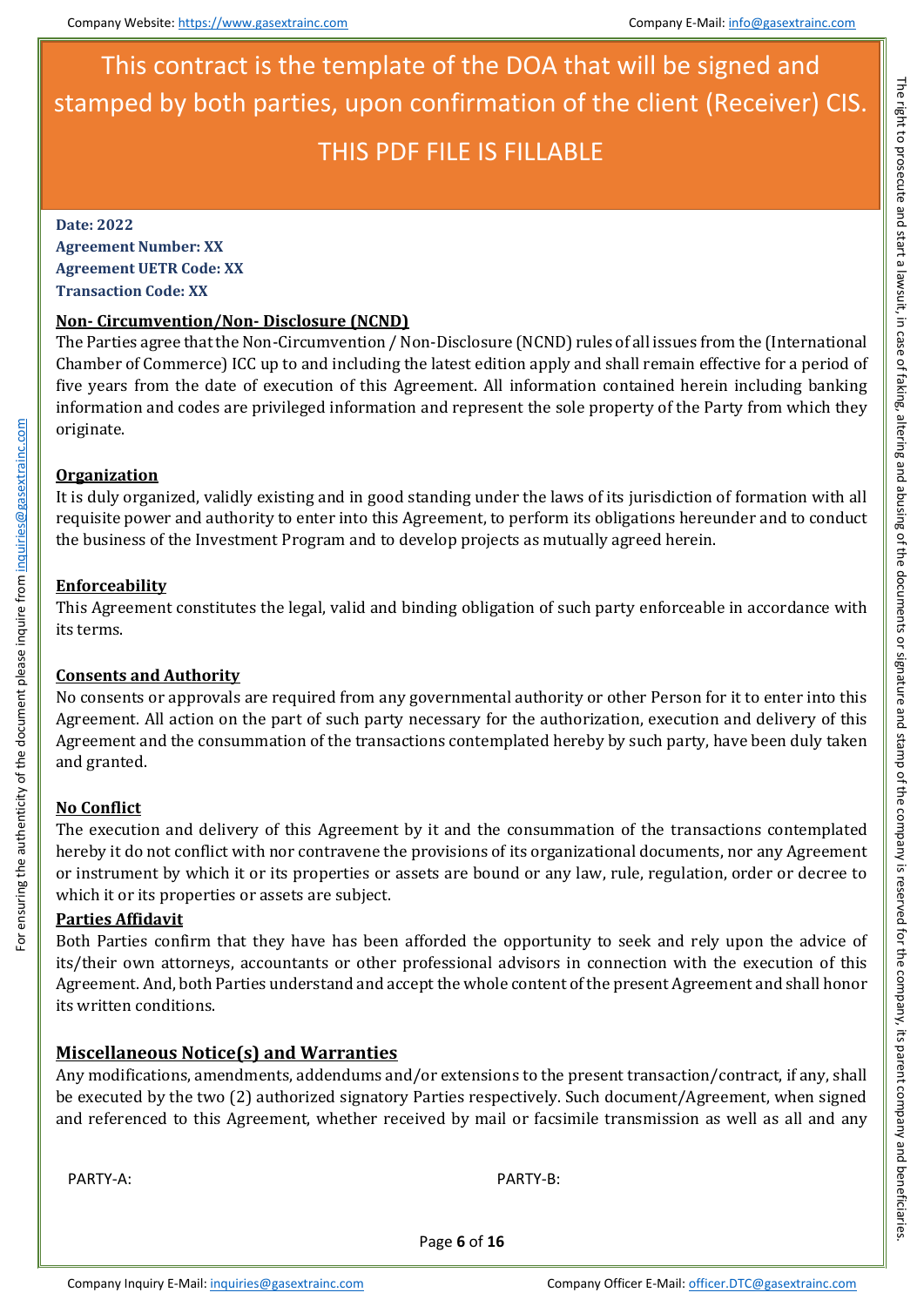This contract is the template of the DOA that will be signed and stamped by both parties, upon confirmation of the client (Receiver) CIS.

THIS PDF FILE IS FILLABLE

**Date: 2022**
**Agreement Number: XX**
**Agreement UETR Code: XX**
**Transaction Code: XX**

## Non- Circumvention/Non- Disclosure (NCND)

The Parties agree that the Non-Circumvention / Non-Disclosure (NCND) rules of all issues from the (International Chamber of Commerce) ICC up to and including the latest edition apply and shall remain effective for a period of five years from the date of execution of this Agreement. All information contained herein including banking information and codes are privileged information and represent the sole property of the Party from which they originate.

## Organization

It is duly organized, validly existing and in good standing under the laws of its jurisdiction of formation with all requisite power and authority to enter into this Agreement, to perform its obligations hereunder and to conduct the business of the Investment Program and to develop projects as mutually agreed herein.

## Enforceability

This Agreement constitutes the legal, valid and binding obligation of such party enforceable in accordance with its terms.

## Consents and Authority

No consents or approvals are required from any governmental authority or other Person for it to enter into this Agreement. All action on the part of such party necessary for the authorization, execution and delivery of this Agreement and the consummation of the transactions contemplated hereby by such party, have been duly taken and granted.

## No Conflict

The execution and delivery of this Agreement by it and the consummation of the transactions contemplated hereby it do not conflict with nor contravene the provisions of its organizational documents, nor any Agreement or instrument by which it or its properties or assets are bound or any law, rule, regulation, order or decree to which it or its properties or assets are subject.

## Parties Affidavit

Both Parties confirm that they have has been afforded the opportunity to seek and rely upon the advice of its/their own attorneys, accountants or other professional advisors in connection with the execution of this Agreement. And, both Parties understand and accept the whole content of the present Agreement and shall honor its written conditions.

## Miscellaneous Notice(s) and Warranties

Any modifications, amendments, addendums and/or extensions to the present transaction/contract, if any, shall be executed by the two (2) authorized signatory Parties respectively. Such document/Agreement, when signed and referenced to this Agreement, whether received by mail or facsimile transmission as well as all and any

PARTY-A: PARTY-B: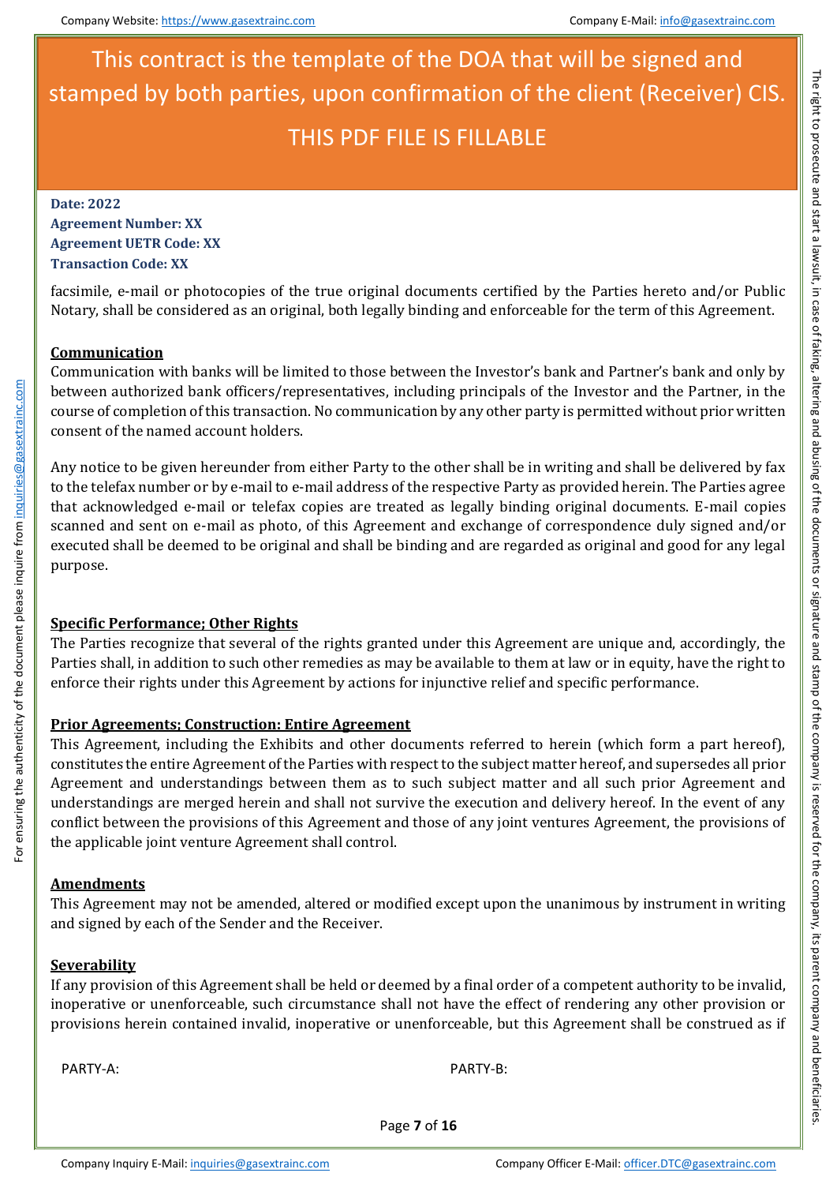This contract is the template of the DOA that will be signed and stamped by both parties, upon confirmation of the client (Receiver) CIS.

THIS PDF FILE IS FILLABLE

**Date: 2022**
**Agreement Number: XX**
**Agreement UETR Code: XX**
**Transaction Code: XX**

facsimile, e-mail or photocopies of the true original documents certified by the Parties hereto and/or Public Notary, shall be considered as an original, both legally binding and enforceable for the term of this Agreement.

**Communication**

Communication with banks will be limited to those between the Investor's bank and Partner's bank and only by between authorized bank officers/representatives, including principals of the Investor and the Partner, in the course of completion of this transaction. No communication by any other party is permitted without prior written consent of the named account holders.

Any notice to be given hereunder from either Party to the other shall be in writing and shall be delivered by fax to the telefax number or by e-mail to e-mail address of the respective Party as provided herein. The Parties agree that acknowledged e-mail or telefax copies are treated as legally binding original documents. E-mail copies scanned and sent on e-mail as photo, of this Agreement and exchange of correspondence duly signed and/or executed shall be deemed to be original and shall be binding and are regarded as original and good for any legal purpose.

**Specific Performance; Other Rights**

The Parties recognize that several of the rights granted under this Agreement are unique and, accordingly, the Parties shall, in addition to such other remedies as may be available to them at law or in equity, have the right to enforce their rights under this Agreement by actions for injunctive relief and specific performance.

**Prior Agreements; Construction: Entire Agreement**

This Agreement, including the Exhibits and other documents referred to herein (which form a part hereof), constitutes the entire Agreement of the Parties with respect to the subject matter hereof, and supersedes all prior Agreement and understandings between them as to such subject matter and all such prior Agreement and understandings are merged herein and shall not survive the execution and delivery hereof. In the event of any conflict between the provisions of this Agreement and those of any joint ventures Agreement, the provisions of the applicable joint venture Agreement shall control.

**Amendments**

This Agreement may not be amended, altered or modified except upon the unanimous by instrument in writing and signed by each of the Sender and the Receiver.

**Severability**

If any provision of this Agreement shall be held or deemed by a final order of a competent authority to be invalid, inoperative or unenforceable, such circumstance shall not have the effect of rendering any other provision or provisions herein contained invalid, inoperative or unenforceable, but this Agreement shall be construed as if

PARTY-A: PARTY-B: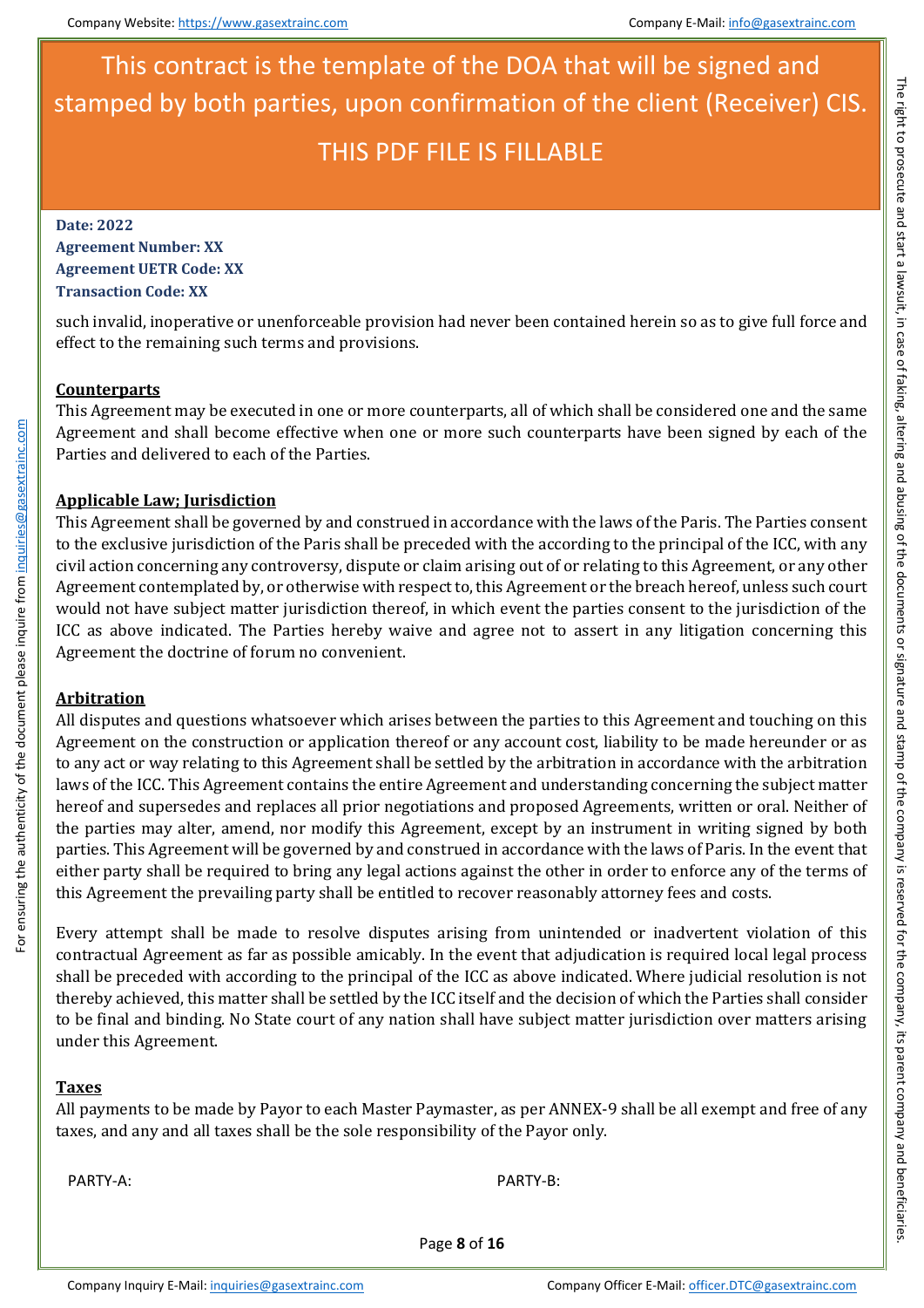This contract is the template of the DOA that will be signed and stamped by both parties, upon confirmation of the client (Receiver) CIS.

THIS PDF FILE IS FILLABLE

**Date: 2022**
**Agreement Number: XX**
**Agreement UETR Code: XX**
**Transaction Code: XX**

such invalid, inoperative or unenforceable provision had never been contained herein so as to give full force and effect to the remaining such terms and provisions.

**Counterparts**

This Agreement may be executed in one or more counterparts, all of which shall be considered one and the same Agreement and shall become effective when one or more such counterparts have been signed by each of the Parties and delivered to each of the Parties.

**Applicable Law; Jurisdiction**

This Agreement shall be governed by and construed in accordance with the laws of the Paris. The Parties consent to the exclusive jurisdiction of the Paris shall be preceded with the according to the principal of the ICC, with any civil action concerning any controversy, dispute or claim arising out of or relating to this Agreement, or any other Agreement contemplated by, or otherwise with respect to, this Agreement or the breach hereof, unless such court would not have subject matter jurisdiction thereof, in which event the parties consent to the jurisdiction of the ICC as above indicated. The Parties hereby waive and agree not to assert in any litigation concerning this Agreement the doctrine of forum no convenient.

**Arbitration**

All disputes and questions whatsoever which arises between the parties to this Agreement and touching on this Agreement on the construction or application thereof or any account cost, liability to be made hereunder or as to any act or way relating to this Agreement shall be settled by the arbitration in accordance with the arbitration laws of the ICC. This Agreement contains the entire Agreement and understanding concerning the subject matter hereof and supersedes and replaces all prior negotiations and proposed Agreements, written or oral. Neither of the parties may alter, amend, nor modify this Agreement, except by an instrument in writing signed by both parties. This Agreement will be governed by and construed in accordance with the laws of Paris. In the event that either party shall be required to bring any legal actions against the other in order to enforce any of the terms of this Agreement the prevailing party shall be entitled to recover reasonably attorney fees and costs.

Every attempt shall be made to resolve disputes arising from unintended or inadvertent violation of this contractual Agreement as far as possible amicably. In the event that adjudication is required local legal process shall be preceded with according to the principal of the ICC as above indicated. Where judicial resolution is not thereby achieved, this matter shall be settled by the ICC itself and the decision of which the Parties shall consider to be final and binding. No State court of any nation shall have subject matter jurisdiction over matters arising under this Agreement.

**Taxes**

All payments to be made by Payor to each Master Paymaster, as per ANNEX-9 shall be all exempt and free of any taxes, and any and all taxes shall be the sole responsibility of the Payor only.

PARTY-A: PARTY-B: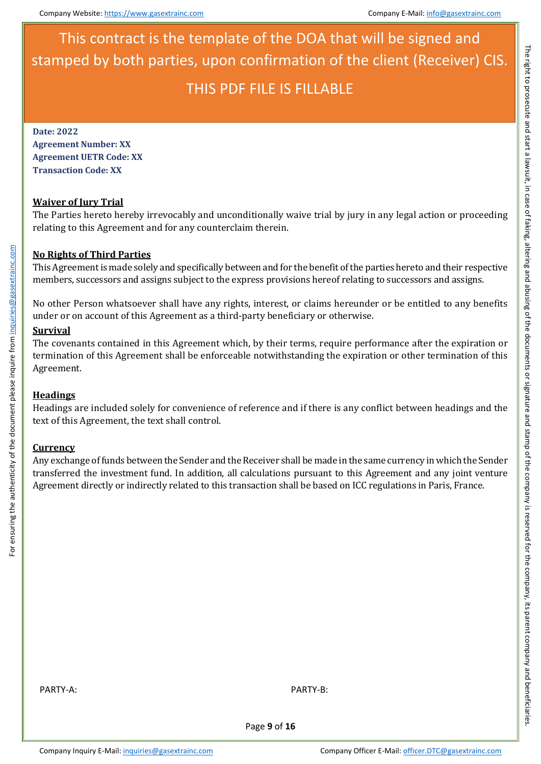This contract is the template of the DOA that will be signed and stamped by both parties, upon confirmation of the client (Receiver) CIS.

THIS PDF FILE IS FILLABLE

**Date: 2022**
**Agreement Number: XX**
**Agreement UETR Code: XX**
**Transaction Code: XX**

**Waiver of Jury Trial**

The Parties hereto hereby irrevocably and unconditionally waive trial by jury in any legal action or proceeding relating to this Agreement and for any counterclaim therein.

**No Rights of Third Parties**

This Agreement is made solely and specifically between and for the benefit of the parties hereto and their respective members, successors and assigns subject to the express provisions hereof relating to successors and assigns.

No other Person whatsoever shall have any rights, interest, or claims hereunder or be entitled to any benefits under or on account of this Agreement as a third-party beneficiary or otherwise.

**Survival**

The covenants contained in this Agreement which, by their terms, require performance after the expiration or termination of this Agreement shall be enforceable notwithstanding the expiration or other termination of this Agreement.

**Headings**

Headings are included solely for convenience of reference and if there is any conflict between headings and the text of this Agreement, the text shall control.

**Currency**

Any exchange of funds between the Sender and the Receiver shall be made in the same currency in which the Sender transferred the investment fund. In addition, all calculations pursuant to this Agreement and any joint venture Agreement directly or indirectly related to this transaction shall be based on ICC regulations in Paris, France.

PARTY-A: PARTY-B:

For ensuring the authenticity of the document please inquire from inquiries@gasextrainc.com

The right to prosecute and start a lawsuit, in case of faking, altering and abusing of the documents or signature and stamp of the company is reserved for the company, its parent company and beneficiaries.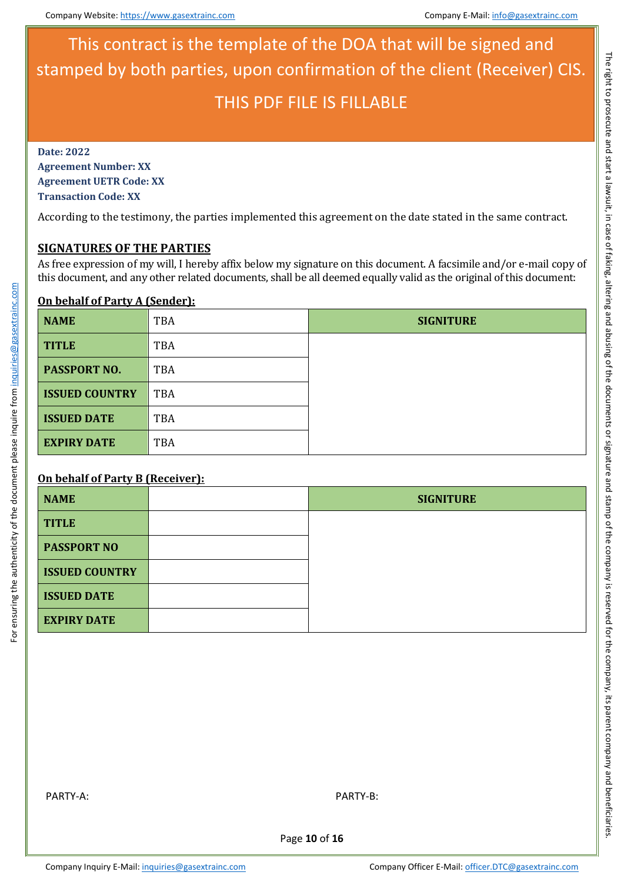This contract is the template of the DOA that will be signed and stamped by both parties, upon confirmation of the client (Receiver) CIS.

THIS PDF FILE IS FILLABLE

**Date: 2022**
**Agreement Number: XX**
**Agreement UETR Code: XX**
**Transaction Code: XX**

According to the testimony, the parties implemented this agreement on the date stated in the same contract.

## SIGNATURES OF THE PARTIES

As free expression of my will, I hereby affix below my signature on this document. A facsimile and/or e-mail copy of this document, and any other related documents, shall be all deemed equally valid as the original of this document:

**On behalf of Party A (Sender):**

| NAME | TBA | SIGNITURE |
|---|---|---|
| TITLE | TBA | |
| PASSPORT NO. | TBA | |
| ISSUED COUNTRY | TBA | |
| ISSUED DATE | TBA | |
| EXPIRY DATE | TBA | |

**On behalf of Party B (Receiver):**

| NAME | | SIGNITURE |
|---|---|---|
| TITLE | | |
| PASSPORT NO | | |
| ISSUED COUNTRY | | |
| ISSUED DATE | | |
| EXPIRY DATE | | |

PARTY-A: PARTY-B: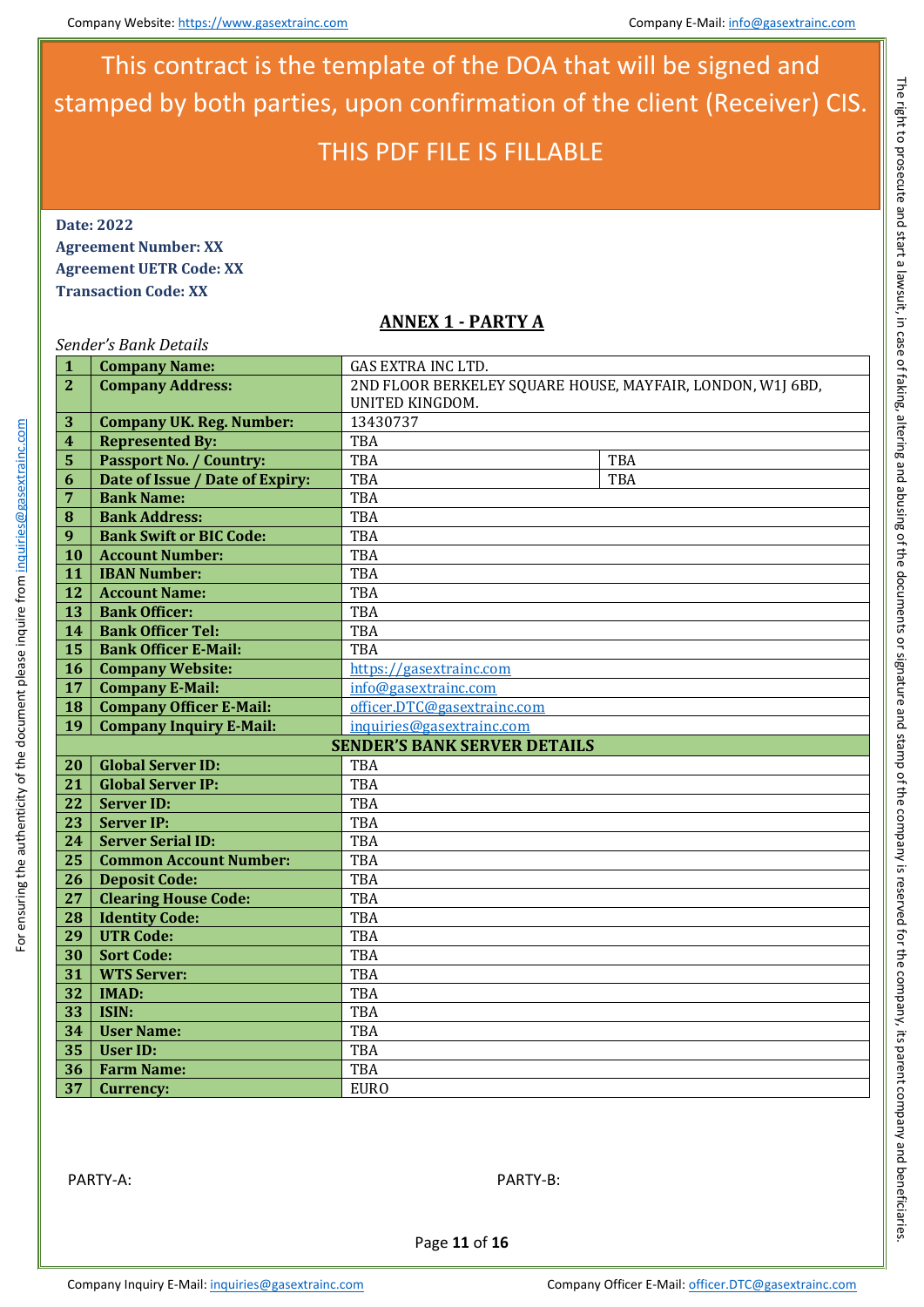This contract is the template of the DOA that will be signed and stamped by both parties, upon confirmation of the client (Receiver) CIS.

THIS PDF FILE IS FILLABLE

**Date: 2022**
**Agreement Number: XX**
**Agreement UETR Code: XX**
**Transaction Code: XX**

## ANNEX 1 - PARTY A

*Sender's Bank Details*

| | | | |
|---|---|---|---|
| **1** | **Company Name:** | GAS EXTRA INC LTD. | |
| **2** | **Company Address:** | 2ND FLOOR BERKELEY SQUARE HOUSE, MAYFAIR, LONDON, W1J 6BD, UNITED KINGDOM. | |
| **3** | **Company UK. Reg. Number:** | 13430737 | |
| **4** | **Represented By:** | TBA | |
| **5** | **Passport No. / Country:** | TBA | TBA |
| **6** | **Date of Issue / Date of Expiry:** | TBA | TBA |
| **7** | **Bank Name:** | TBA | |
| **8** | **Bank Address:** | TBA | |
| **9** | **Bank Swift or BIC Code:** | TBA | |
| **10** | **Account Number:** | TBA | |
| **11** | **IBAN Number:** | TBA | |
| **12** | **Account Name:** | TBA | |
| **13** | **Bank Officer:** | TBA | |
| **14** | **Bank Officer Tel:** | TBA | |
| **15** | **Bank Officer E-Mail:** | TBA | |
| **16** | **Company Website:** | https://gasextrainc.com | |
| **17** | **Company E-Mail:** | info@gasextrainc.com | |
| **18** | **Company Officer E-Mail:** | officer.DTC@gasextrainc.com | |
| **19** | **Company Inquiry E-Mail:** | inquiries@gasextrainc.com | |
| | **SENDER'S BANK SERVER DETAILS** | | |
| **20** | **Global Server ID:** | TBA | |
| **21** | **Global Server IP:** | TBA | |
| **22** | **Server ID:** | TBA | |
| **23** | **Server IP:** | TBA | |
| **24** | **Server Serial ID:** | TBA | |
| **25** | **Common Account Number:** | TBA | |
| **26** | **Deposit Code:** | TBA | |
| **27** | **Clearing House Code:** | TBA | |
| **28** | **Identity Code:** | TBA | |
| **29** | **UTR Code:** | TBA | |
| **30** | **Sort Code:** | TBA | |
| **31** | **WTS Server:** | TBA | |
| **32** | **IMAD:** | TBA | |
| **33** | **ISIN:** | TBA | |
| **34** | **User Name:** | TBA | |
| **35** | **User ID:** | TBA | |
| **36** | **Farm Name:** | TBA | |
| **37** | **Currency:** | EURO | |

PARTY-A: PARTY-B:

For ensuring the authenticity of the document please inquire from inquiries@gasextrainc.com

The right to prosecute and start a lawsuit, in case of faking, altering and abusing of the documents or signature and stamp of the company is reserved for the company, its parent company and beneficiaries.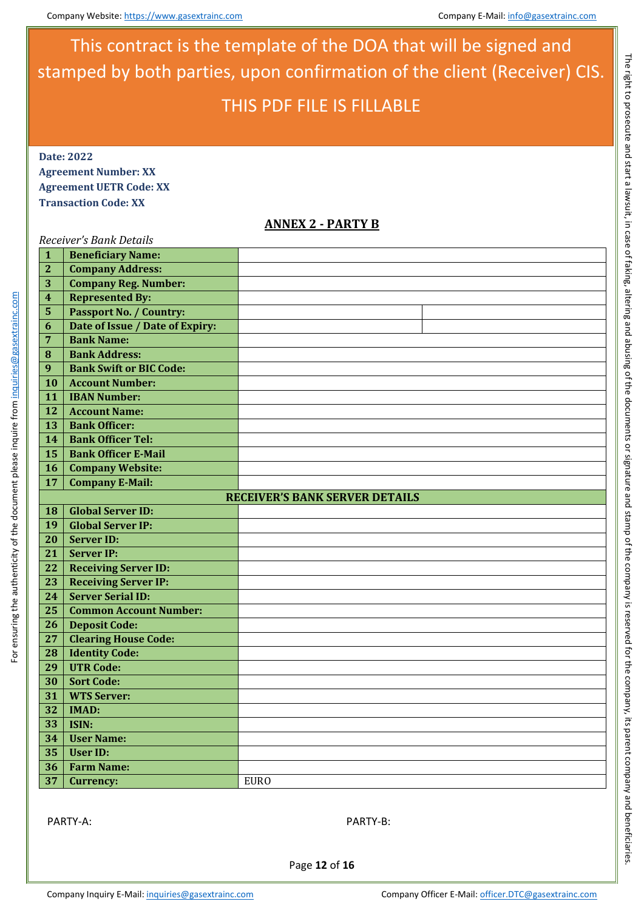This contract is the template of the DOA that will be signed and stamped by both parties, upon confirmation of the client (Receiver) CIS.

THIS PDF FILE IS FILLABLE

**Date: 2022**
**Agreement Number: XX**
**Agreement UETR Code: XX**
**Transaction Code: XX**

## ANNEX 2 - PARTY B

*Receiver's Bank Details*

| | | | |
|---|---|---|---|
| **1** | **Beneficiary Name:** | | |
| **2** | **Company Address:** | | |
| **3** | **Company Reg. Number:** | | |
| **4** | **Represented By:** | | |
| **5** | **Passport No. / Country:** | | |
| **6** | **Date of Issue / Date of Expiry:** | | |
| **7** | **Bank Name:** | | |
| **8** | **Bank Address:** | | |
| **9** | **Bank Swift or BIC Code:** | | |
| **10** | **Account Number:** | | |
| **11** | **IBAN Number:** | | |
| **12** | **Account Name:** | | |
| **13** | **Bank Officer:** | | |
| **14** | **Bank Officer Tel:** | | |
| **15** | **Bank Officer E-Mail** | | |
| **16** | **Company Website:** | | |
| **17** | **Company E-Mail:** | | |
| **RECEIVER'S BANK SERVER DETAILS** | | | |
| **18** | **Global Server ID:** | | |
| **19** | **Global Server IP:** | | |
| **20** | **Server ID:** | | |
| **21** | **Server IP:** | | |
| **22** | **Receiving Server ID:** | | |
| **23** | **Receiving Server IP:** | | |
| **24** | **Server Serial ID:** | | |
| **25** | **Common Account Number:** | | |
| **26** | **Deposit Code:** | | |
| **27** | **Clearing House Code:** | | |
| **28** | **Identity Code:** | | |
| **29** | **UTR Code:** | | |
| **30** | **Sort Code:** | | |
| **31** | **WTS Server:** | | |
| **32** | **IMAD:** | | |
| **33** | **ISIN:** | | |
| **34** | **User Name:** | | |
| **35** | **User ID:** | | |
| **36** | **Farm Name:** | | |
| **37** | **Currency:** | EURO | |

PARTY-A: PARTY-B:

For ensuring the authenticity of the document please inquire from inquiries@gasextrainc.com

The right to prosecute and start a lawsuit, in case of faking, altering and abusing of the documents or signature and stamp of the company is reserved for the company, its parent company and beneficiaries.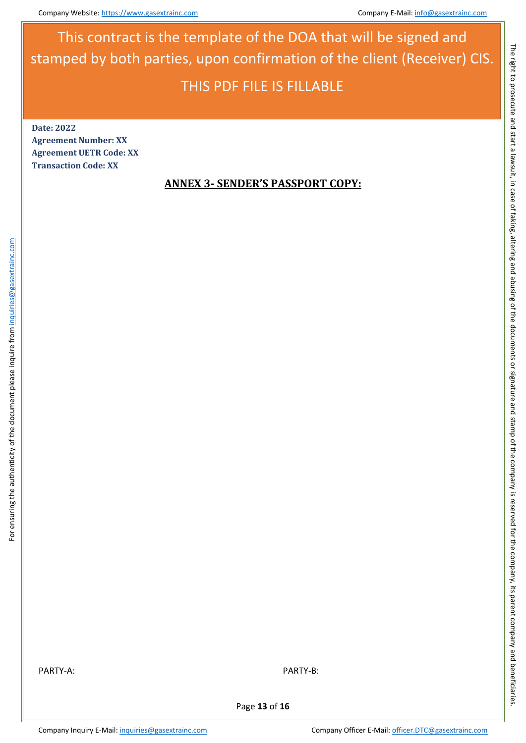This contract is the template of the DOA that will be signed and stamped by both parties, upon confirmation of the client (Receiver) CIS.

THIS PDF FILE IS FILLABLE

**Date: 2022**
**Agreement Number: XX**
**Agreement UETR Code: XX**
**Transaction Code: XX**

## ANNEX 3- SENDER'S PASSPORT COPY:

PARTY-A: PARTY-B:

For ensuring the authenticity of the document please inquire from inquiries@gasextrainc.com

The right to prosecute and start a lawsuit, in case of faking, altering and abusing of the documents or signature and stamp of the company is reserved for the company, its parent company and beneficiaries.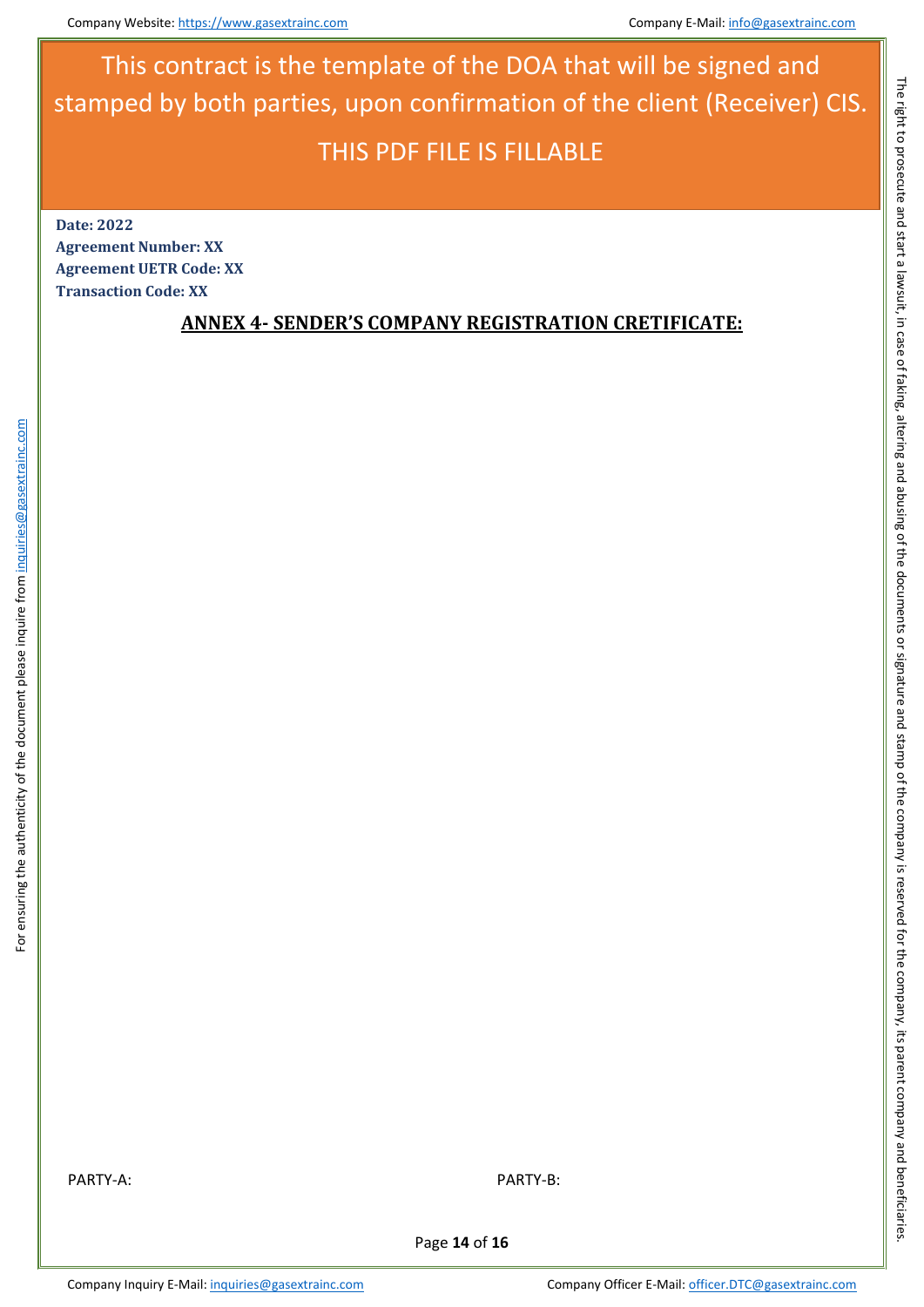This contract is the template of the DOA that will be signed and stamped by both parties, upon confirmation of the client (Receiver) CIS.

THIS PDF FILE IS FILLABLE

**Date: 2022**
**Agreement Number: XX**
**Agreement UETR Code: XX**
**Transaction Code: XX**

## ANNEX 4- SENDER'S COMPANY REGISTRATION CRETIFICATE:

For ensuring the authenticity of the document please inquire from inquiries@gasextrainc.com

The right to prosecute and start a lawsuit, in case of faking, altering and abusing of the documents or signature and stamp of the company is reserved for the company, its parent company and beneficiaries.

PARTY-A:

PARTY-B: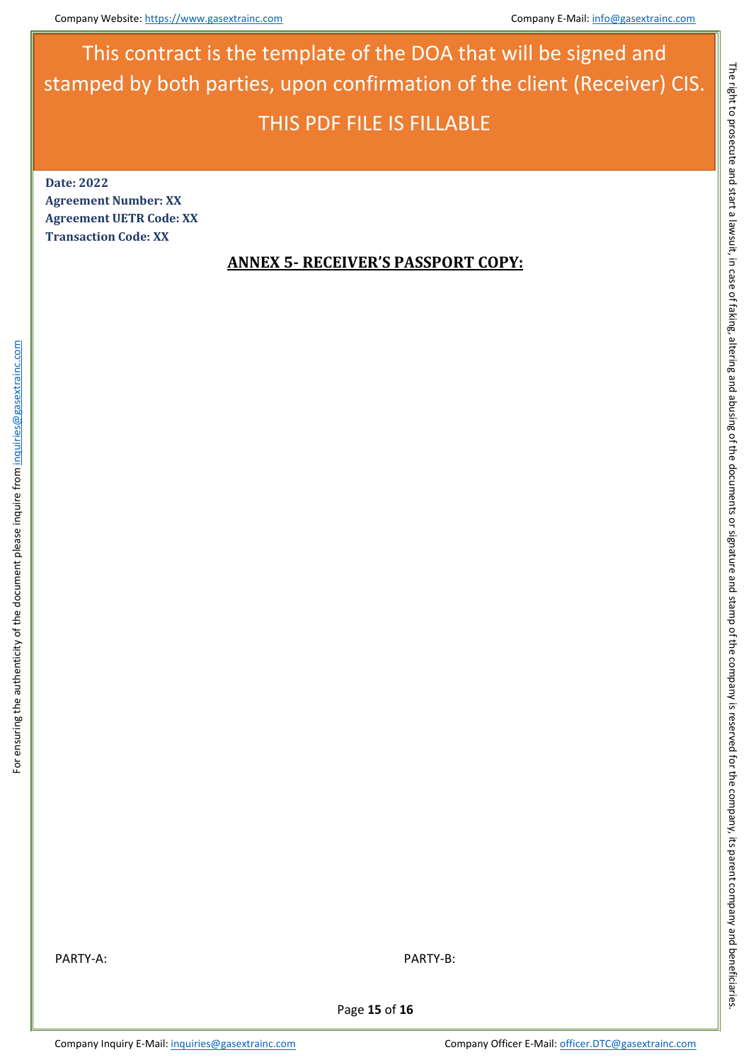This contract is the template of the DOA that will be signed and stamped by both parties, upon confirmation of the client (Receiver) CIS.

THIS PDF FILE IS FILLABLE

**Date: 2022**
**Agreement Number: XX**
**Agreement UETR Code: XX**
**Transaction Code: XX**

## ANNEX 5- RECEIVER'S PASSPORT COPY:

PARTY-A: PARTY-B: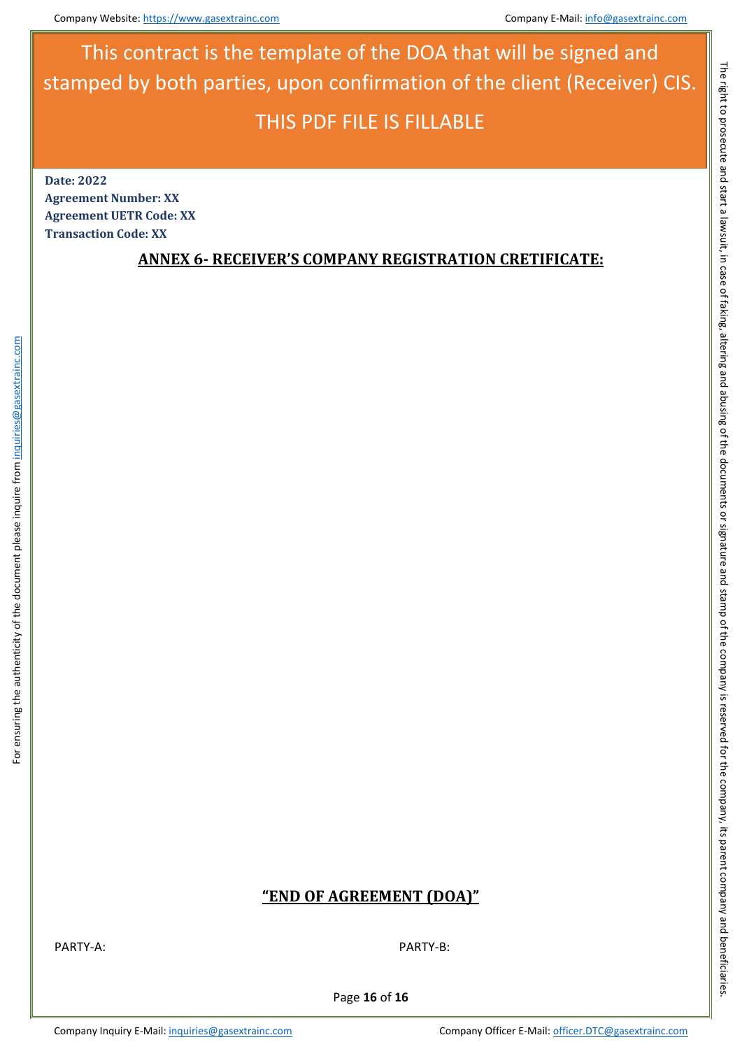This contract is the template of the DOA that will be signed and stamped by both parties, upon confirmation of the client (Receiver) CIS.

THIS PDF FILE IS FILLABLE

**Date: 2022**
**Agreement Number: XX**
**Agreement UETR Code: XX**
**Transaction Code: XX**

## ANNEX 6- RECEIVER'S COMPANY REGISTRATION CRETIFICATE:

## "END OF AGREEMENT (DOA)"

PARTY-A: PARTY-B:

For ensuring the authenticity of the document please inquire from inquiries@gasextrainc.com

The right to prosecute and start a lawsuit, in case of faking, altering and abusing of the documents or signature and stamp of the company is reserved for the company, its parent company and beneficiaries.